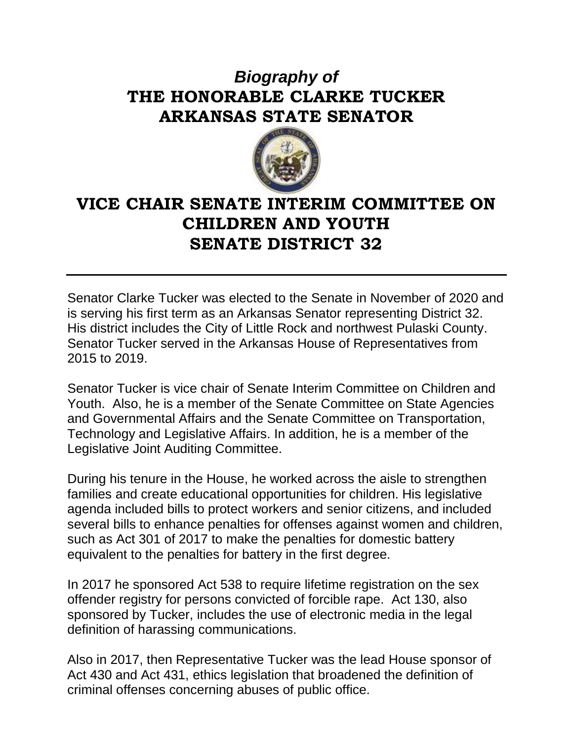# *Biography of*
# THE HONORABLE CLARKE TUCKER
# ARKANSAS STATE SENATOR

## VICE CHAIR SENATE INTERIM COMMITTEE ON CHILDREN AND YOUTH
## SENATE DISTRICT 32

---

Senator Clarke Tucker was elected to the Senate in November of 2020 and is serving his first term as an Arkansas Senator representing District 32. His district includes the City of Little Rock and northwest Pulaski County. Senator Tucker served in the Arkansas House of Representatives from 2015 to 2019.

Senator Tucker is vice chair of Senate Interim Committee on Children and Youth. Also, he is a member of the Senate Committee on State Agencies and Governmental Affairs and the Senate Committee on Transportation, Technology and Legislative Affairs. In addition, he is a member of the Legislative Joint Auditing Committee.

During his tenure in the House, he worked across the aisle to strengthen families and create educational opportunities for children. His legislative agenda included bills to protect workers and senior citizens, and included several bills to enhance penalties for offenses against women and children, such as Act 301 of 2017 to make the penalties for domestic battery equivalent to the penalties for battery in the first degree.

In 2017 he sponsored Act 538 to require lifetime registration on the sex offender registry for persons convicted of forcible rape. Act 130, also sponsored by Tucker, includes the use of electronic media in the legal definition of harassing communications.

Also in 2017, then Representative Tucker was the lead House sponsor of Act 430 and Act 431, ethics legislation that broadened the definition of criminal offenses concerning abuses of public office.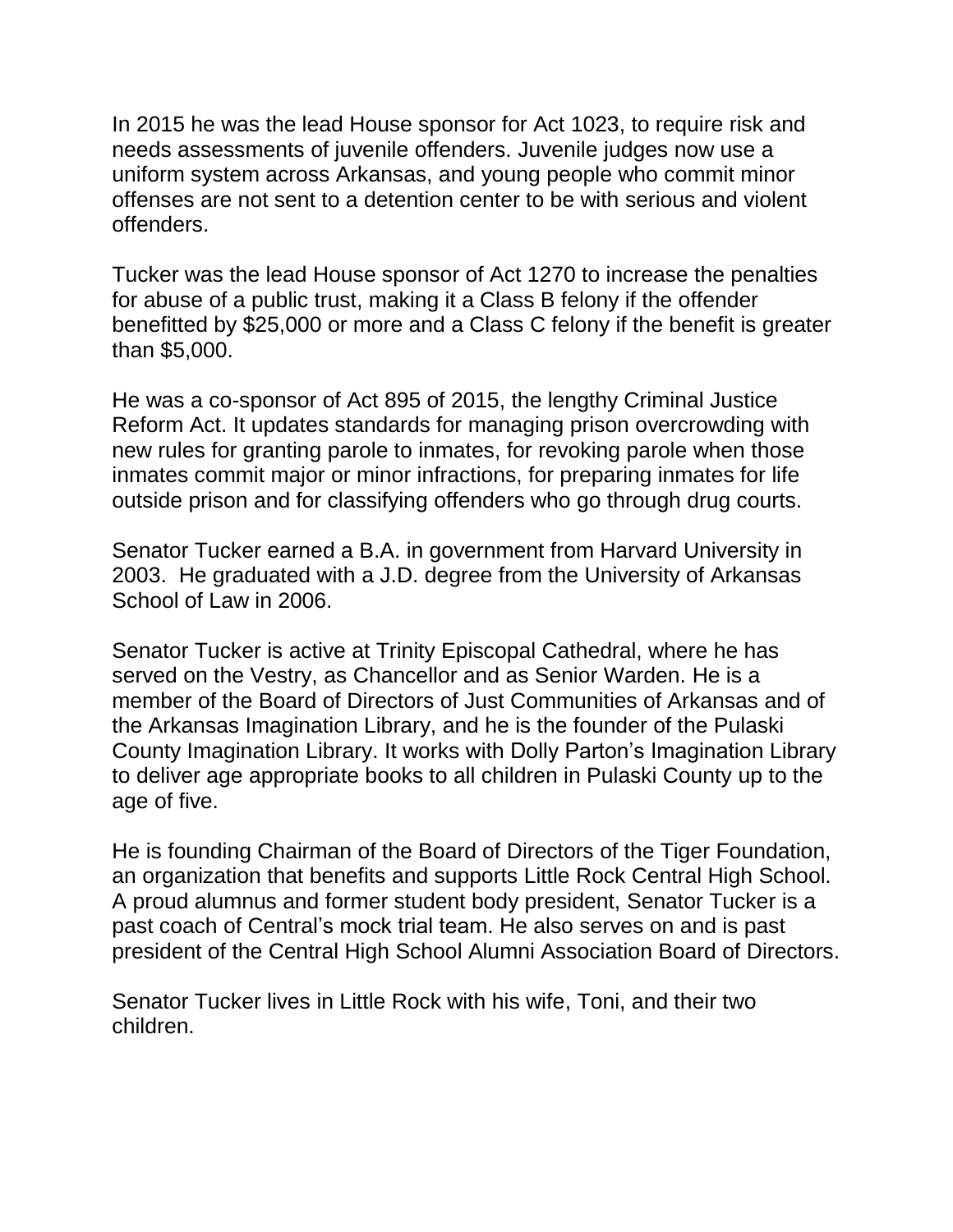In 2015 he was the lead House sponsor for Act 1023, to require risk and needs assessments of juvenile offenders. Juvenile judges now use a uniform system across Arkansas, and young people who commit minor offenses are not sent to a detention center to be with serious and violent offenders.

Tucker was the lead House sponsor of Act 1270 to increase the penalties for abuse of a public trust, making it a Class B felony if the offender benefitted by $25,000 or more and a Class C felony if the benefit is greater than $5,000.

He was a co-sponsor of Act 895 of 2015, the lengthy Criminal Justice Reform Act. It updates standards for managing prison overcrowding with new rules for granting parole to inmates, for revoking parole when those inmates commit major or minor infractions, for preparing inmates for life outside prison and for classifying offenders who go through drug courts.

Senator Tucker earned a B.A. in government from Harvard University in 2003. He graduated with a J.D. degree from the University of Arkansas School of Law in 2006.

Senator Tucker is active at Trinity Episcopal Cathedral, where he has served on the Vestry, as Chancellor and as Senior Warden. He is a member of the Board of Directors of Just Communities of Arkansas and of the Arkansas Imagination Library, and he is the founder of the Pulaski County Imagination Library. It works with Dolly Parton's Imagination Library to deliver age appropriate books to all children in Pulaski County up to the age of five.

He is founding Chairman of the Board of Directors of the Tiger Foundation, an organization that benefits and supports Little Rock Central High School. A proud alumnus and former student body president, Senator Tucker is a past coach of Central's mock trial team. He also serves on and is past president of the Central High School Alumni Association Board of Directors.

Senator Tucker lives in Little Rock with his wife, Toni, and their two children.